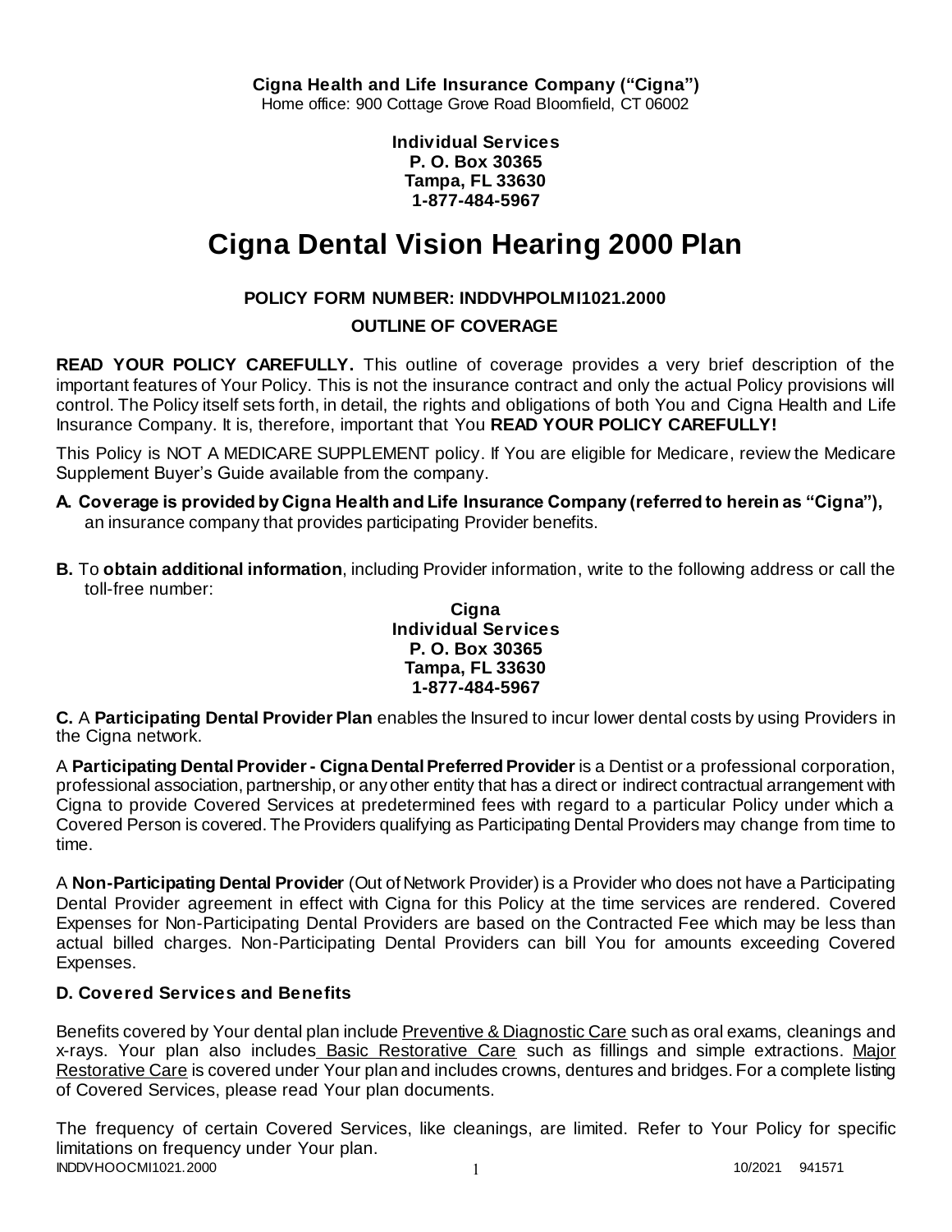**Cigna Health and Life Insurance Company ("Cigna")**
Home office: 900 Cottage Grove Road Bloomfield, CT 06002

**Individual Services**
**P. O. Box 30365**
**Tampa, FL 33630**
**1-877-484-5967**

# Cigna Dental Vision Hearing 2000 Plan

**POLICY FORM NUMBER: INDDVHPOLMI1021.2000**

**OUTLINE OF COVERAGE**

**READ YOUR POLICY CAREFULLY.** This outline of coverage provides a very brief description of the important features of Your Policy. This is not the insurance contract and only the actual Policy provisions will control. The Policy itself sets forth, in detail, the rights and obligations of both You and Cigna Health and Life Insurance Company. It is, therefore, important that You **READ YOUR POLICY CAREFULLY!**

This Policy is NOT A MEDICARE SUPPLEMENT policy. If You are eligible for Medicare, review the Medicare Supplement Buyer's Guide available from the company.

**A. Coverage is provided by Cigna Health and Life Insurance Company (referred to herein as "Cigna"),** an insurance company that provides participating Provider benefits.

**B.** To **obtain additional information**, including Provider information, write to the following address or call the toll-free number:

**Cigna**
**Individual Services**
**P. O. Box 30365**
**Tampa, FL 33630**
**1-877-484-5967**

**C.** A **Participating Dental Provider Plan** enables the Insured to incur lower dental costs by using Providers in the Cigna network.

A **Participating Dental Provider - Cigna Dental Preferred Provider** is a Dentist or a professional corporation, professional association, partnership, or any other entity that has a direct or indirect contractual arrangement with Cigna to provide Covered Services at predetermined fees with regard to a particular Policy under which a Covered Person is covered. The Providers qualifying as Participating Dental Providers may change from time to time.

A **Non-Participating Dental Provider** (Out of Network Provider) is a Provider who does not have a Participating Dental Provider agreement in effect with Cigna for this Policy at the time services are rendered. Covered Expenses for Non-Participating Dental Providers are based on the Contracted Fee which may be less than actual billed charges. Non-Participating Dental Providers can bill You for amounts exceeding Covered Expenses.

### D. Covered Services and Benefits

Benefits covered by Your dental plan include Preventive & Diagnostic Care such as oral exams, cleanings and x-rays. Your plan also includes Basic Restorative Care such as fillings and simple extractions. Major Restorative Care is covered under Your plan and includes crowns, dentures and bridges. For a complete listing of Covered Services, please read Your plan documents.

The frequency of certain Covered Services, like cleanings, are limited. Refer to Your Policy for specific limitations on frequency under Your plan.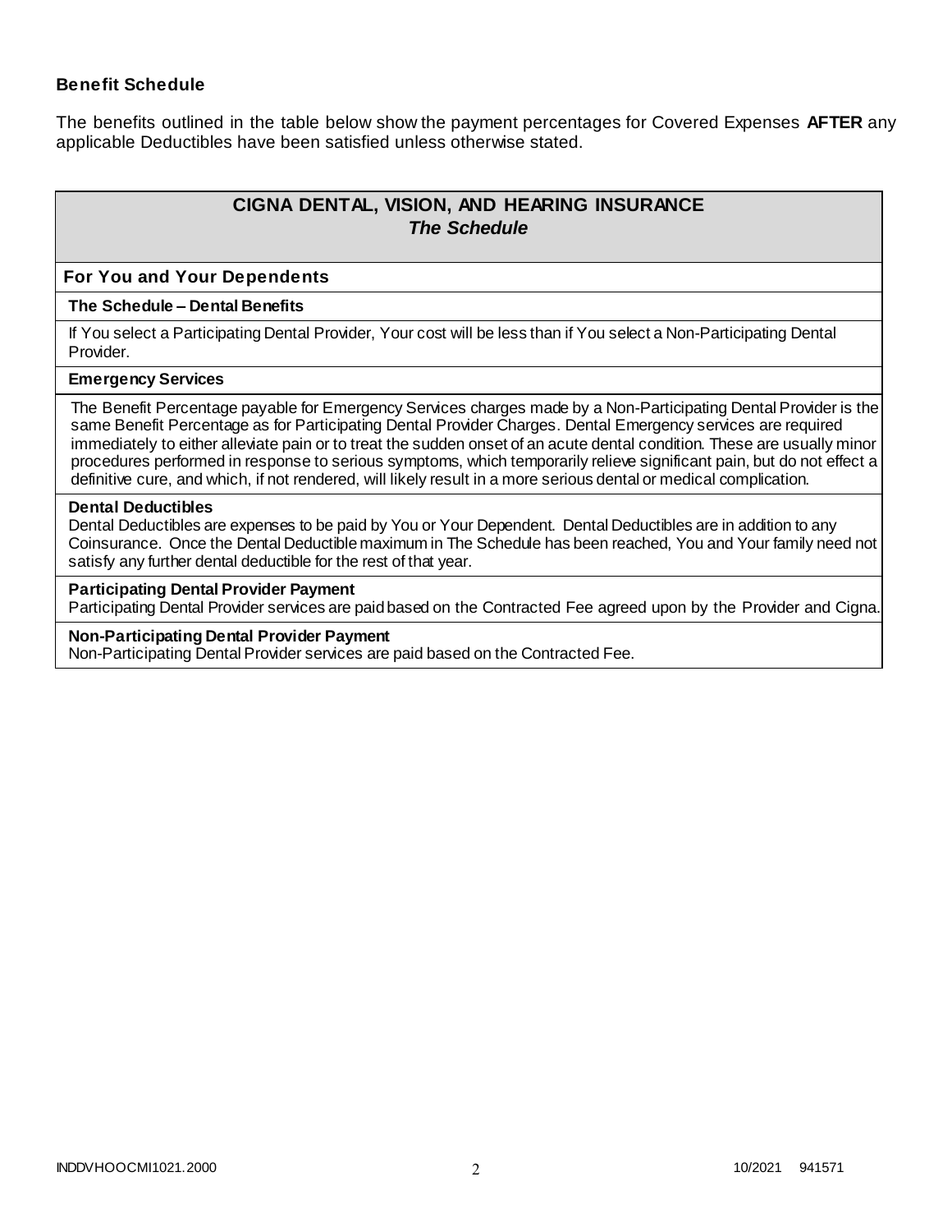### Benefit Schedule

The benefits outlined in the table below show the payment percentages for Covered Expenses **AFTER** any applicable Deductibles have been satisfied unless otherwise stated.

## CIGNA DENTAL, VISION, AND HEARING INSURANCE
### *The Schedule*

**For You and Your Dependents**

**The Schedule – Dental Benefits**

If You select a Participating Dental Provider, Your cost will be less than if You select a Non-Participating Dental Provider.

**Emergency Services**

The Benefit Percentage payable for Emergency Services charges made by a Non-Participating Dental Provider is the same Benefit Percentage as for Participating Dental Provider Charges. Dental Emergency services are required immediately to either alleviate pain or to treat the sudden onset of an acute dental condition. These are usually minor procedures performed in response to serious symptoms, which temporarily relieve significant pain, but do not effect a definitive cure, and which, if not rendered, will likely result in a more serious dental or medical complication.

**Dental Deductibles**

Dental Deductibles are expenses to be paid by You or Your Dependent. Dental Deductibles are in addition to any Coinsurance. Once the Dental Deductible maximum in The Schedule has been reached, You and Your family need not satisfy any further dental deductible for the rest of that year.

**Participating Dental Provider Payment**

Participating Dental Provider services are paid based on the Contracted Fee agreed upon by the Provider and Cigna.

**Non-Participating Dental Provider Payment**

Non-Participating Dental Provider services are paid based on the Contracted Fee.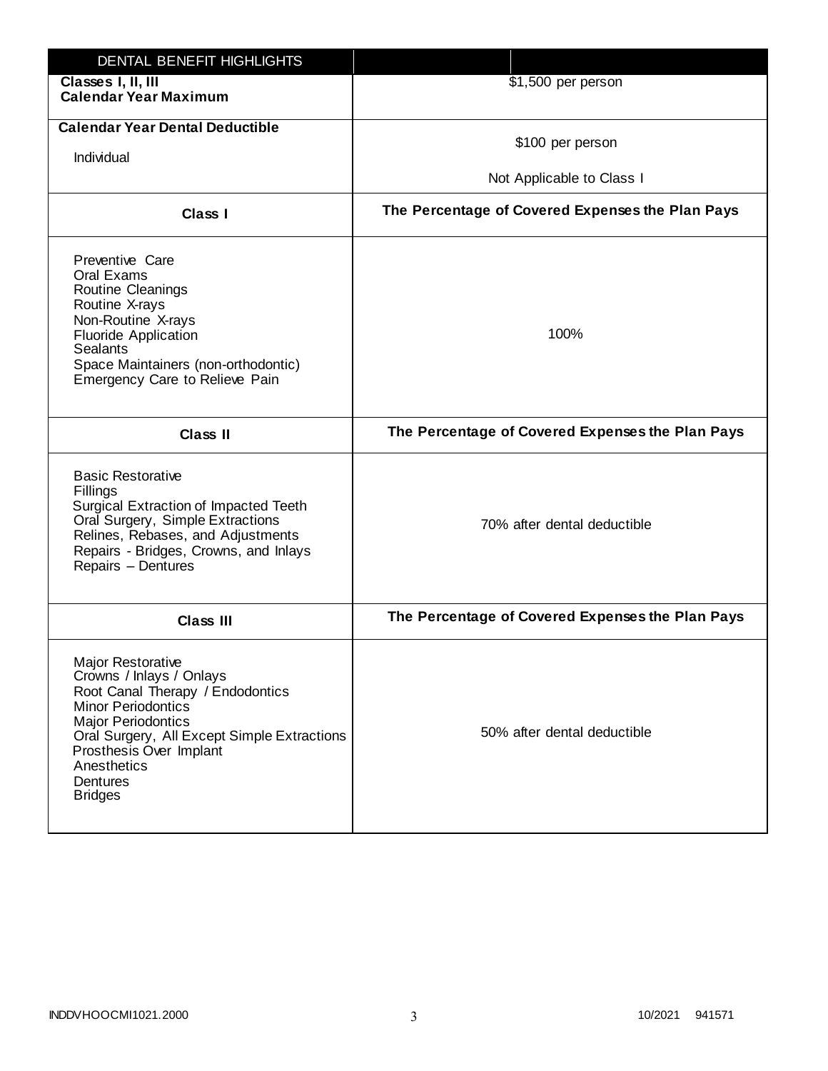| DENTAL BENEFIT HIGHLIGHTS | |
|---|---|
| **Classes I, II, III Calendar Year Maximum** | $1,500 per person |
| **Calendar Year Dental Deductible** Individual | $100 per person Not Applicable to Class I |
| **Class I** | **The Percentage of Covered Expenses the Plan Pays** |
| Preventive Care<br>Oral Exams<br>Routine Cleanings<br>Routine X-rays<br>Non-Routine X-rays<br>Fluoride Application<br>Sealants<br>Space Maintainers (non-orthodontic)<br>Emergency Care to Relieve Pain | 100% |
| **Class II** | **The Percentage of Covered Expenses the Plan Pays** |
| Basic Restorative<br>Fillings<br>Surgical Extraction of Impacted Teeth<br>Oral Surgery, Simple Extractions<br>Relines, Rebases, and Adjustments<br>Repairs - Bridges, Crowns, and Inlays<br>Repairs – Dentures | 70% after dental deductible |
| **Class III** | **The Percentage of Covered Expenses the Plan Pays** |
| Major Restorative<br>Crowns / Inlays / Onlays<br>Root Canal Therapy / Endodontics<br>Minor Periodontics<br>Major Periodontics<br>Oral Surgery, All Except Simple Extractions<br>Prosthesis Over Implant<br>Anesthetics<br>Dentures<br>Bridges | 50% after dental deductible |

INDDVHOOCMI1021.2000 10/2021 941571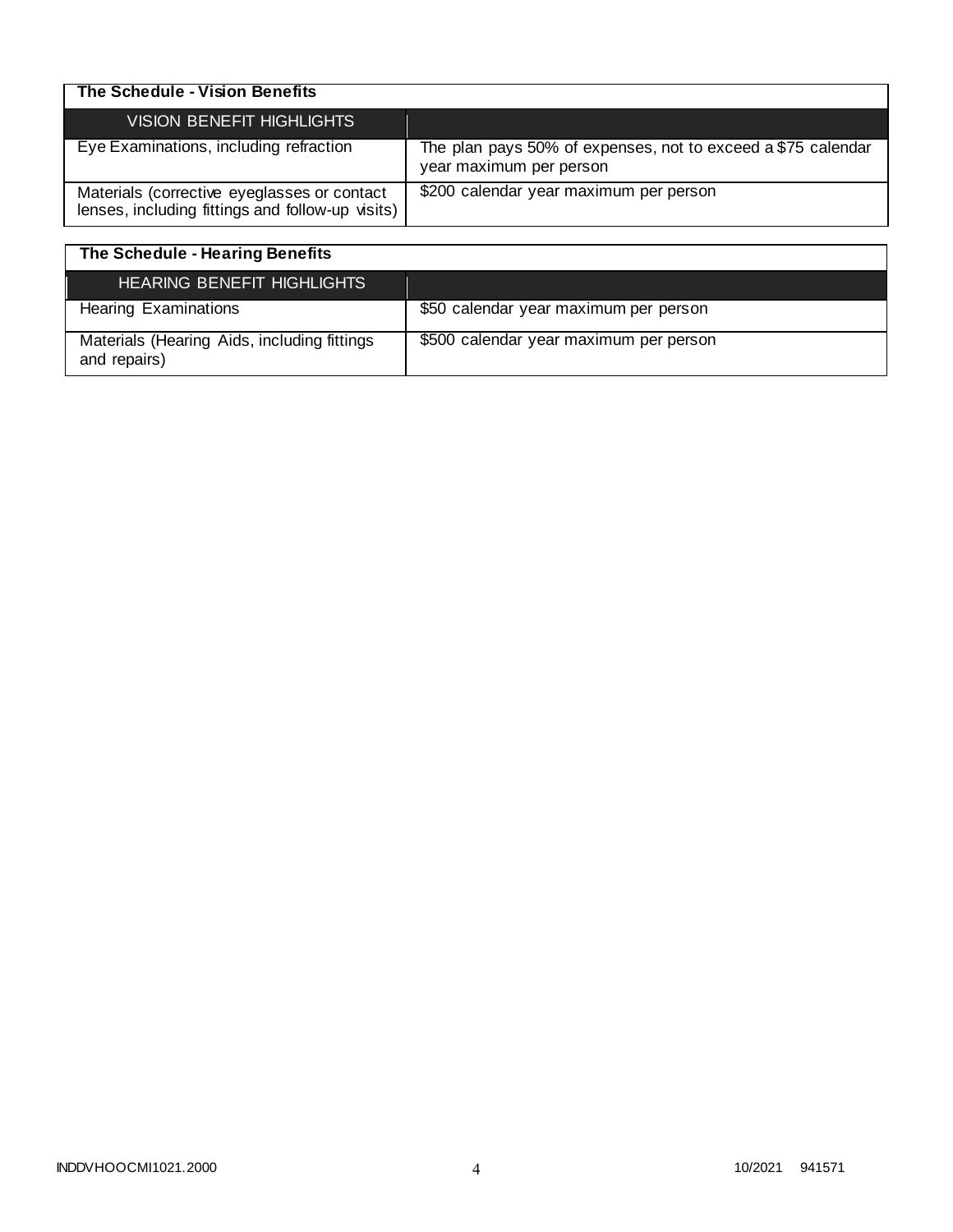| The Schedule - Vision Benefits | |
|---|---|
| VISION BENEFIT HIGHLIGHTS | |
| Eye Examinations, including refraction | The plan pays 50% of expenses, not to exceed a $75 calendar year maximum per person |
| Materials (corrective eyeglasses or contact lenses, including fittings and follow-up visits) | $200 calendar year maximum per person |

| The Schedule - Hearing Benefits | |
|---|---|
| HEARING BENEFIT HIGHLIGHTS | |
| Hearing Examinations | $50 calendar year maximum per person |
| Materials (Hearing Aids, including fittings and repairs) | $500 calendar year maximum per person |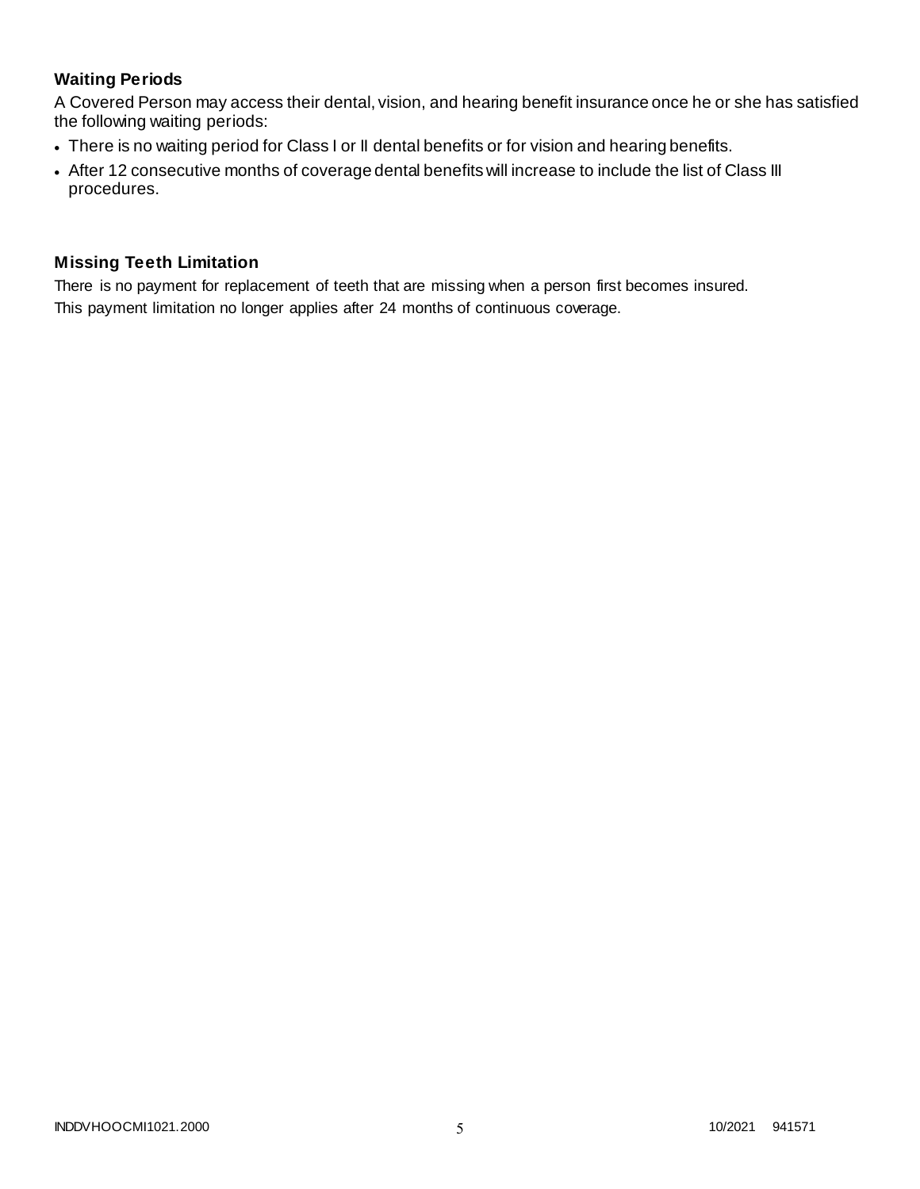### Waiting Periods

A Covered Person may access their dental, vision, and hearing benefit insurance once he or she has satisfied the following waiting periods:

- There is no waiting period for Class I or II dental benefits or for vision and hearing benefits.
- After 12 consecutive months of coverage dental benefits will increase to include the list of Class III procedures.

### Missing Teeth Limitation

There is no payment for replacement of teeth that are missing when a person first becomes insured. This payment limitation no longer applies after 24 months of continuous coverage.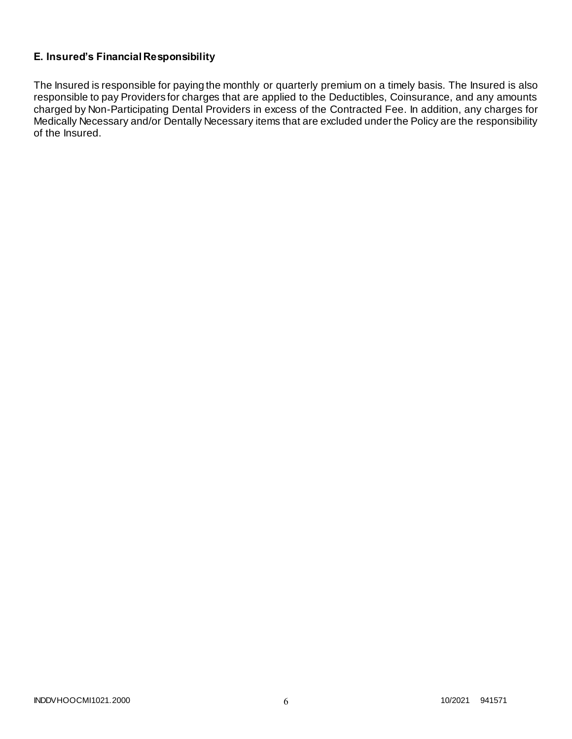## E. Insured's Financial Responsibility

The Insured is responsible for paying the monthly or quarterly premium on a timely basis. The Insured is also responsible to pay Providers for charges that are applied to the Deductibles, Coinsurance, and any amounts charged by Non-Participating Dental Providers in excess of the Contracted Fee. In addition, any charges for Medically Necessary and/or Dentally Necessary items that are excluded under the Policy are the responsibility of the Insured.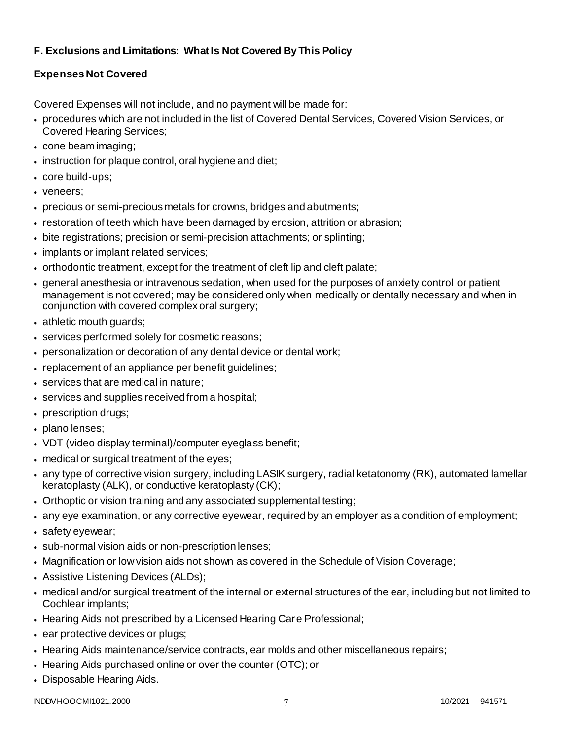### F. Exclusions and Limitations: What Is Not Covered By This Policy

#### Expenses Not Covered

Covered Expenses will not include, and no payment will be made for:

- procedures which are not included in the list of Covered Dental Services, Covered Vision Services, or Covered Hearing Services;
- cone beam imaging;
- instruction for plaque control, oral hygiene and diet;
- core build-ups;
- veneers;
- precious or semi-precious metals for crowns, bridges and abutments;
- restoration of teeth which have been damaged by erosion, attrition or abrasion;
- bite registrations; precision or semi-precision attachments; or splinting;
- implants or implant related services;
- orthodontic treatment, except for the treatment of cleft lip and cleft palate;
- general anesthesia or intravenous sedation, when used for the purposes of anxiety control or patient management is not covered; may be considered only when medically or dentally necessary and when in conjunction with covered complex oral surgery;
- athletic mouth guards;
- services performed solely for cosmetic reasons;
- personalization or decoration of any dental device or dental work;
- replacement of an appliance per benefit guidelines;
- services that are medical in nature;
- services and supplies received from a hospital;
- prescription drugs;
- plano lenses;
- VDT (video display terminal)/computer eyeglass benefit;
- medical or surgical treatment of the eyes;
- any type of corrective vision surgery, including LASIK surgery, radial ketatonomy (RK), automated lamellar keratoplasty (ALK), or conductive keratoplasty (CK);
- Orthoptic or vision training and any associated supplemental testing;
- any eye examination, or any corrective eyewear, required by an employer as a condition of employment;
- safety eyewear;
- sub-normal vision aids or non-prescription lenses;
- Magnification or low vision aids not shown as covered in the Schedule of Vision Coverage;
- Assistive Listening Devices (ALDs);
- medical and/or surgical treatment of the internal or external structures of the ear, including but not limited to Cochlear implants;
- Hearing Aids not prescribed by a Licensed Hearing Care Professional;
- ear protective devices or plugs;
- Hearing Aids maintenance/service contracts, ear molds and other miscellaneous repairs;
- Hearing Aids purchased online or over the counter (OTC); or
- Disposable Hearing Aids.

INDDVHOOCMI1021.2000 10/2021 941571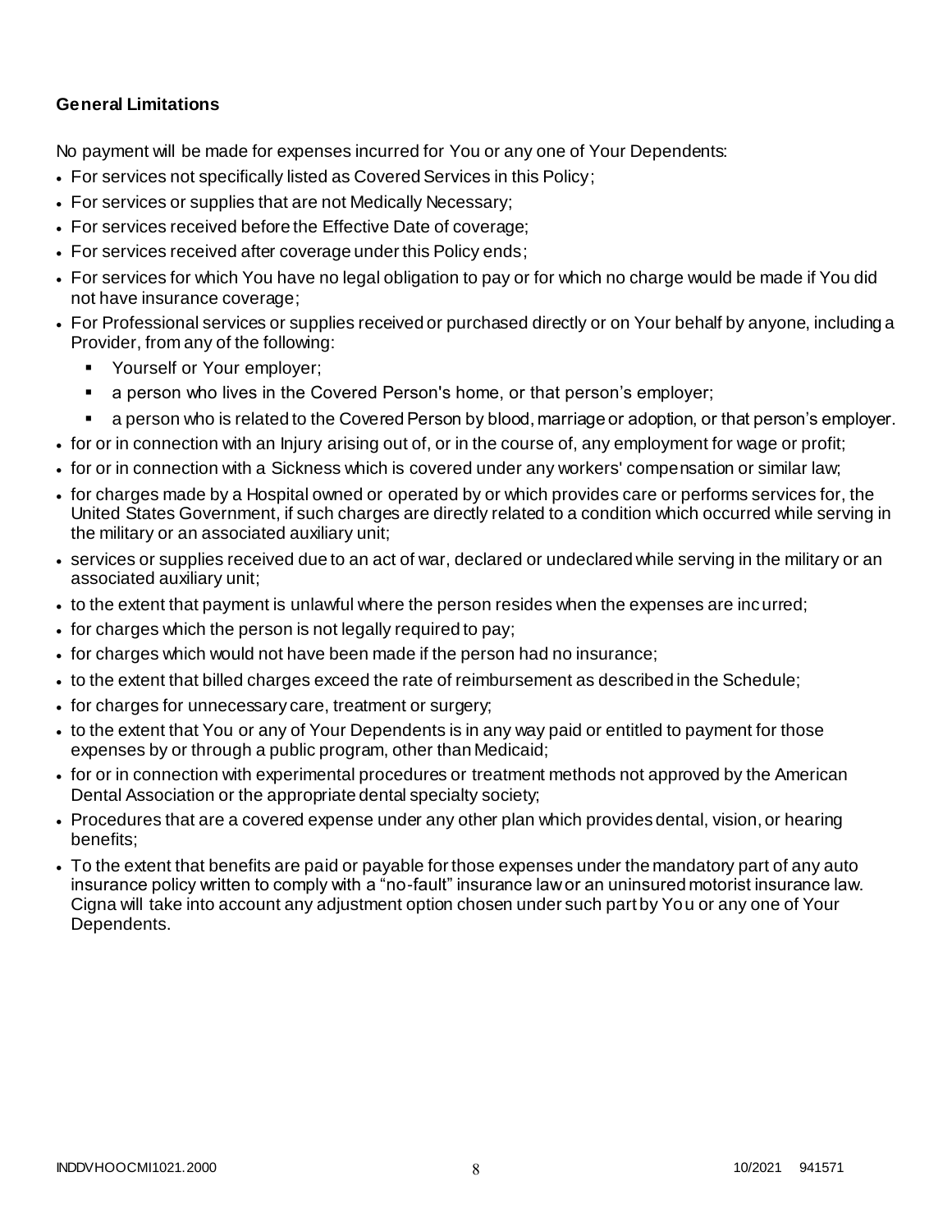**General Limitations**

No payment will be made for expenses incurred for You or any one of Your Dependents:

- For services not specifically listed as Covered Services in this Policy;
- For services or supplies that are not Medically Necessary;
- For services received before the Effective Date of coverage;
- For services received after coverage under this Policy ends;
- For services for which You have no legal obligation to pay or for which no charge would be made if You did not have insurance coverage;
- For Professional services or supplies received or purchased directly or on Your behalf by anyone, including a Provider, from any of the following:
  - Yourself or Your employer;
  - a person who lives in the Covered Person's home, or that person's employer;
  - a person who is related to the Covered Person by blood, marriage or adoption, or that person's employer.
- for or in connection with an Injury arising out of, or in the course of, any employment for wage or profit;
- for or in connection with a Sickness which is covered under any workers' compensation or similar law;
- for charges made by a Hospital owned or operated by or which provides care or performs services for, the United States Government, if such charges are directly related to a condition which occurred while serving in the military or an associated auxiliary unit;
- services or supplies received due to an act of war, declared or undeclared while serving in the military or an associated auxiliary unit;
- to the extent that payment is unlawful where the person resides when the expenses are incurred;
- for charges which the person is not legally required to pay;
- for charges which would not have been made if the person had no insurance;
- to the extent that billed charges exceed the rate of reimbursement as described in the Schedule;
- for charges for unnecessary care, treatment or surgery;
- to the extent that You or any of Your Dependents is in any way paid or entitled to payment for those expenses by or through a public program, other than Medicaid;
- for or in connection with experimental procedures or treatment methods not approved by the American Dental Association or the appropriate dental specialty society;
- Procedures that are a covered expense under any other plan which provides dental, vision, or hearing benefits;
- To the extent that benefits are paid or payable for those expenses under the mandatory part of any auto insurance policy written to comply with a "no-fault" insurance law or an uninsured motorist insurance law. Cigna will take into account any adjustment option chosen under such part by You or any one of Your Dependents.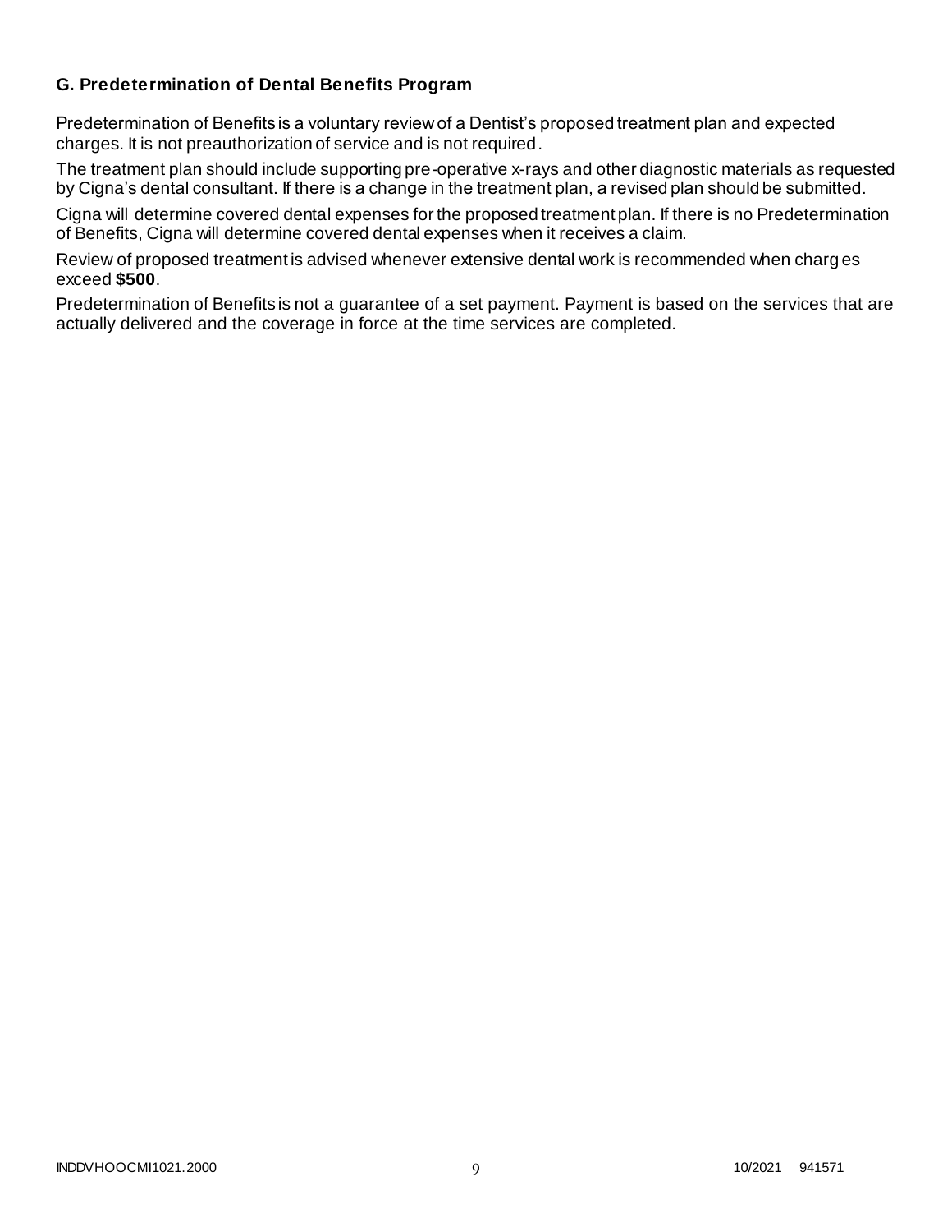### G. Predetermination of Dental Benefits Program

Predetermination of Benefits is a voluntary review of a Dentist's proposed treatment plan and expected charges. It is not preauthorization of service and is not required.

The treatment plan should include supporting pre-operative x-rays and other diagnostic materials as requested by Cigna's dental consultant. If there is a change in the treatment plan, a revised plan should be submitted.

Cigna will determine covered dental expenses for the proposed treatment plan. If there is no Predetermination of Benefits, Cigna will determine covered dental expenses when it receives a claim.

Review of proposed treatment is advised whenever extensive dental work is recommended when charges exceed **$500**.

Predetermination of Benefits is not a guarantee of a set payment. Payment is based on the services that are actually delivered and the coverage in force at the time services are completed.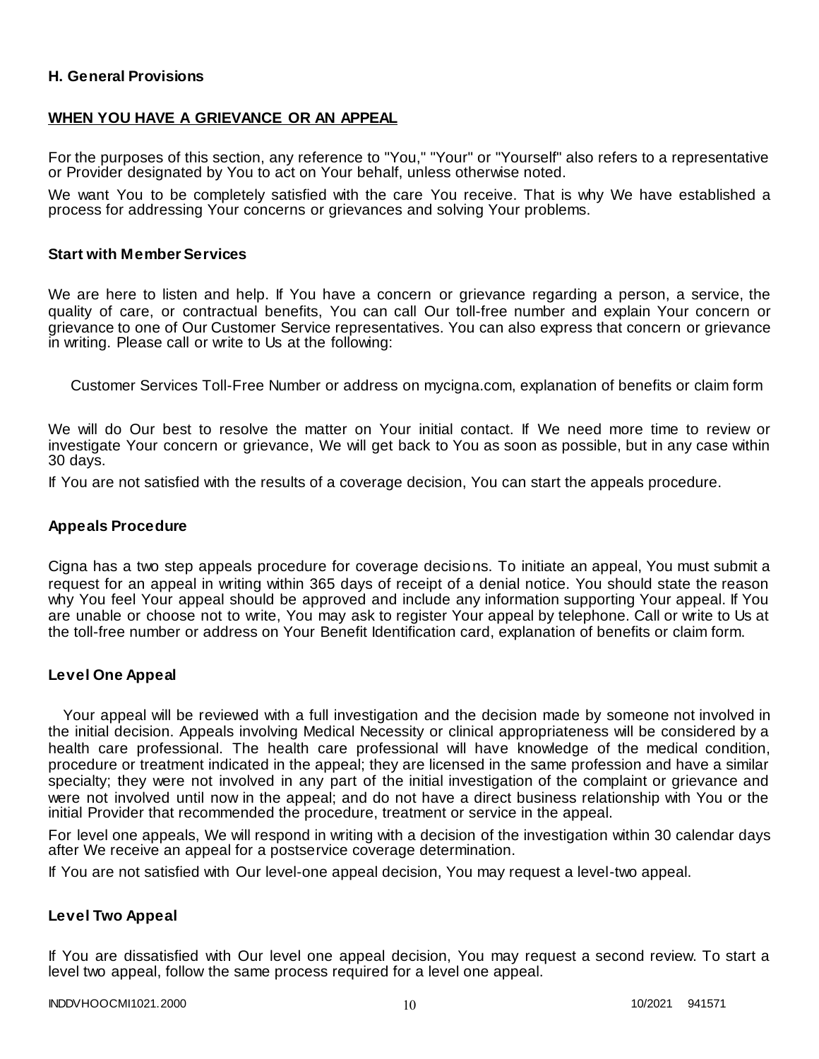### H. General Provisions

## WHEN YOU HAVE A GRIEVANCE OR AN APPEAL

For the purposes of this section, any reference to "You," "Your" or "Yourself" also refers to a representative or Provider designated by You to act on Your behalf, unless otherwise noted.

We want You to be completely satisfied with the care You receive. That is why We have established a process for addressing Your concerns or grievances and solving Your problems.

### Start with Member Services

We are here to listen and help. If You have a concern or grievance regarding a person, a service, the quality of care, or contractual benefits, You can call Our toll-free number and explain Your concern or grievance to one of Our Customer Service representatives. You can also express that concern or grievance in writing. Please call or write to Us at the following:

Customer Services Toll-Free Number or address on mycigna.com, explanation of benefits or claim form

We will do Our best to resolve the matter on Your initial contact. If We need more time to review or investigate Your concern or grievance, We will get back to You as soon as possible, but in any case within 30 days.

If You are not satisfied with the results of a coverage decision, You can start the appeals procedure.

### Appeals Procedure

Cigna has a two step appeals procedure for coverage decisions. To initiate an appeal, You must submit a request for an appeal in writing within 365 days of receipt of a denial notice. You should state the reason why You feel Your appeal should be approved and include any information supporting Your appeal. If You are unable or choose not to write, You may ask to register Your appeal by telephone. Call or write to Us at the toll-free number or address on Your Benefit Identification card, explanation of benefits or claim form.

### Level One Appeal

Your appeal will be reviewed with a full investigation and the decision made by someone not involved in the initial decision. Appeals involving Medical Necessity or clinical appropriateness will be considered by a health care professional. The health care professional will have knowledge of the medical condition, procedure or treatment indicated in the appeal; they are licensed in the same profession and have a similar specialty; they were not involved in any part of the initial investigation of the complaint or grievance and were not involved until now in the appeal; and do not have a direct business relationship with You or the initial Provider that recommended the procedure, treatment or service in the appeal.

For level one appeals, We will respond in writing with a decision of the investigation within 30 calendar days after We receive an appeal for a postservice coverage determination.

If You are not satisfied with Our level-one appeal decision, You may request a level-two appeal.

### Level Two Appeal

If You are dissatisfied with Our level one appeal decision, You may request a second review. To start a level two appeal, follow the same process required for a level one appeal.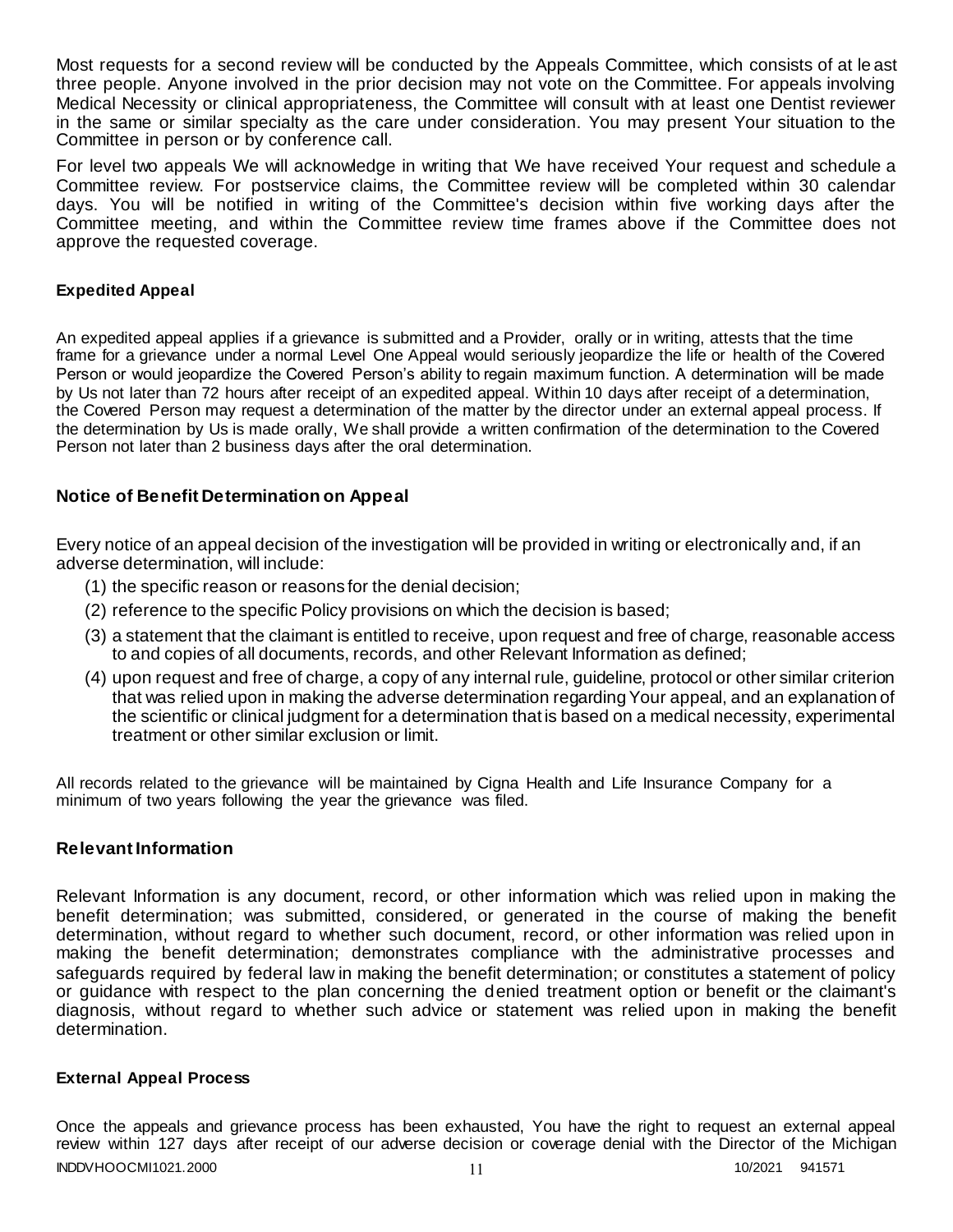Most requests for a second review will be conducted by the Appeals Committee, which consists of at least three people. Anyone involved in the prior decision may not vote on the Committee. For appeals involving Medical Necessity or clinical appropriateness, the Committee will consult with at least one Dentist reviewer in the same or similar specialty as the care under consideration. You may present Your situation to the Committee in person or by conference call.

For level two appeals We will acknowledge in writing that We have received Your request and schedule a Committee review. For postservice claims, the Committee review will be completed within 30 calendar days. You will be notified in writing of the Committee's decision within five working days after the Committee meeting, and within the Committee review time frames above if the Committee does not approve the requested coverage.

#### Expedited Appeal

An expedited appeal applies if a grievance is submitted and a Provider, orally or in writing, attests that the time frame for a grievance under a normal Level One Appeal would seriously jeopardize the life or health of the Covered Person or would jeopardize the Covered Person's ability to regain maximum function. A determination will be made by Us not later than 72 hours after receipt of an expedited appeal. Within 10 days after receipt of a determination, the Covered Person may request a determination of the matter by the director under an external appeal process. If the determination by Us is made orally, We shall provide a written confirmation of the determination to the Covered Person not later than 2 business days after the oral determination.

### Notice of Benefit Determination on Appeal

Every notice of an appeal decision of the investigation will be provided in writing or electronically and, if an adverse determination, will include:

(1) the specific reason or reasons for the denial decision;

(2) reference to the specific Policy provisions on which the decision is based;

(3) a statement that the claimant is entitled to receive, upon request and free of charge, reasonable access to and copies of all documents, records, and other Relevant Information as defined;

(4) upon request and free of charge, a copy of any internal rule, guideline, protocol or other similar criterion that was relied upon in making the adverse determination regarding Your appeal, and an explanation of the scientific or clinical judgment for a determination that is based on a medical necessity, experimental treatment or other similar exclusion or limit.

All records related to the grievance will be maintained by Cigna Health and Life Insurance Company for a minimum of two years following the year the grievance was filed.

### Relevant Information

Relevant Information is any document, record, or other information which was relied upon in making the benefit determination; was submitted, considered, or generated in the course of making the benefit determination, without regard to whether such document, record, or other information was relied upon in making the benefit determination; demonstrates compliance with the administrative processes and safeguards required by federal law in making the benefit determination; or constitutes a statement of policy or guidance with respect to the plan concerning the denied treatment option or benefit or the claimant's diagnosis, without regard to whether such advice or statement was relied upon in making the benefit determination.

#### External Appeal Process

Once the appeals and grievance process has been exhausted, You have the right to request an external appeal review within 127 days after receipt of our adverse decision or coverage denial with the Director of the Michigan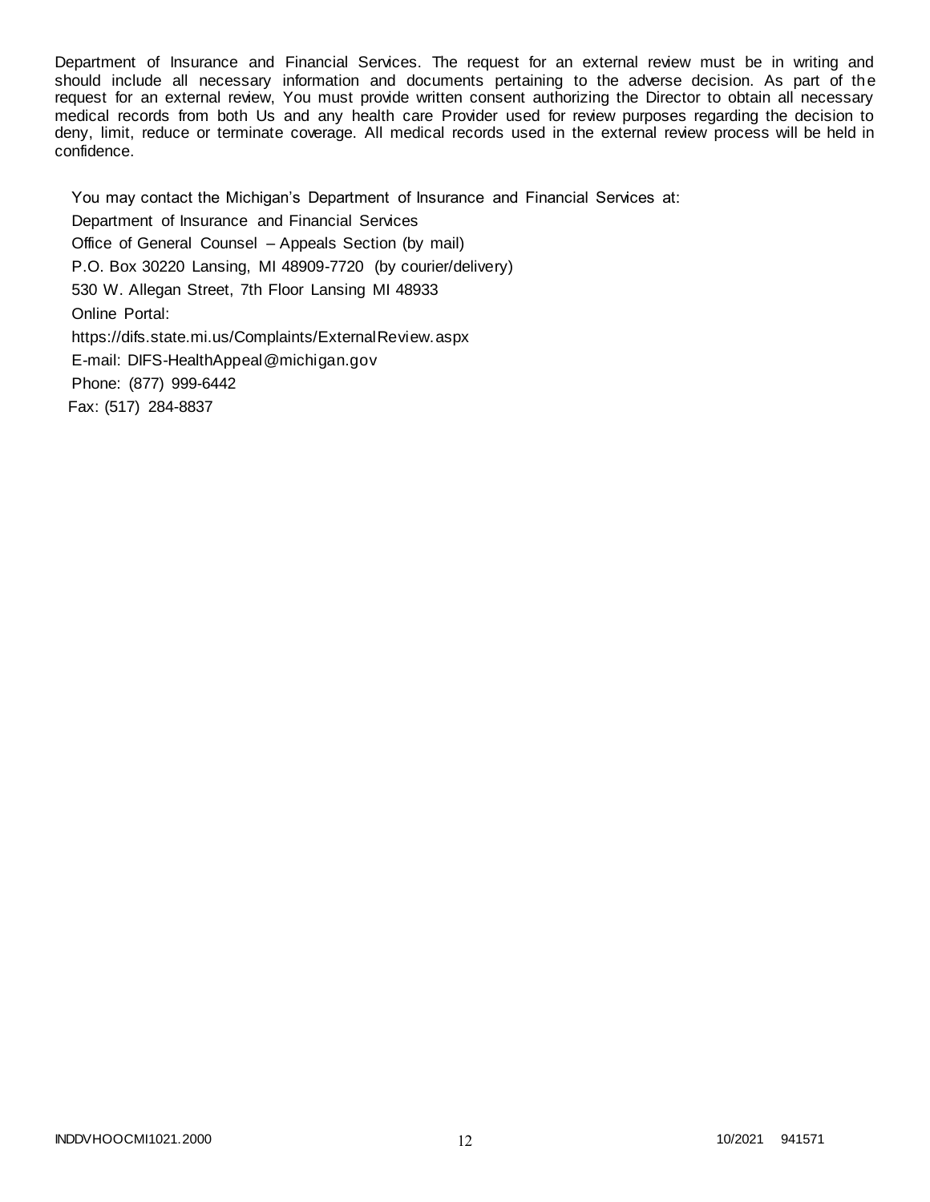Department of Insurance and Financial Services. The request for an external review must be in writing and should include all necessary information and documents pertaining to the adverse decision. As part of the request for an external review, You must provide written consent authorizing the Director to obtain all necessary medical records from both Us and any health care Provider used for review purposes regarding the decision to deny, limit, reduce or terminate coverage. All medical records used in the external review process will be held in confidence.

You may contact the Michigan's Department of Insurance and Financial Services at:

Department of Insurance and Financial Services
Office of General Counsel – Appeals Section (by mail)
P.O. Box 30220 Lansing, MI 48909-7720 (by courier/delivery)
530 W. Allegan Street, 7th Floor Lansing MI 48933
Online Portal:
https://difs.state.mi.us/Complaints/ExternalReview.aspx
E-mail: DIFS-HealthAppeal@michigan.gov
Phone: (877) 999-6442
Fax: (517) 284-8837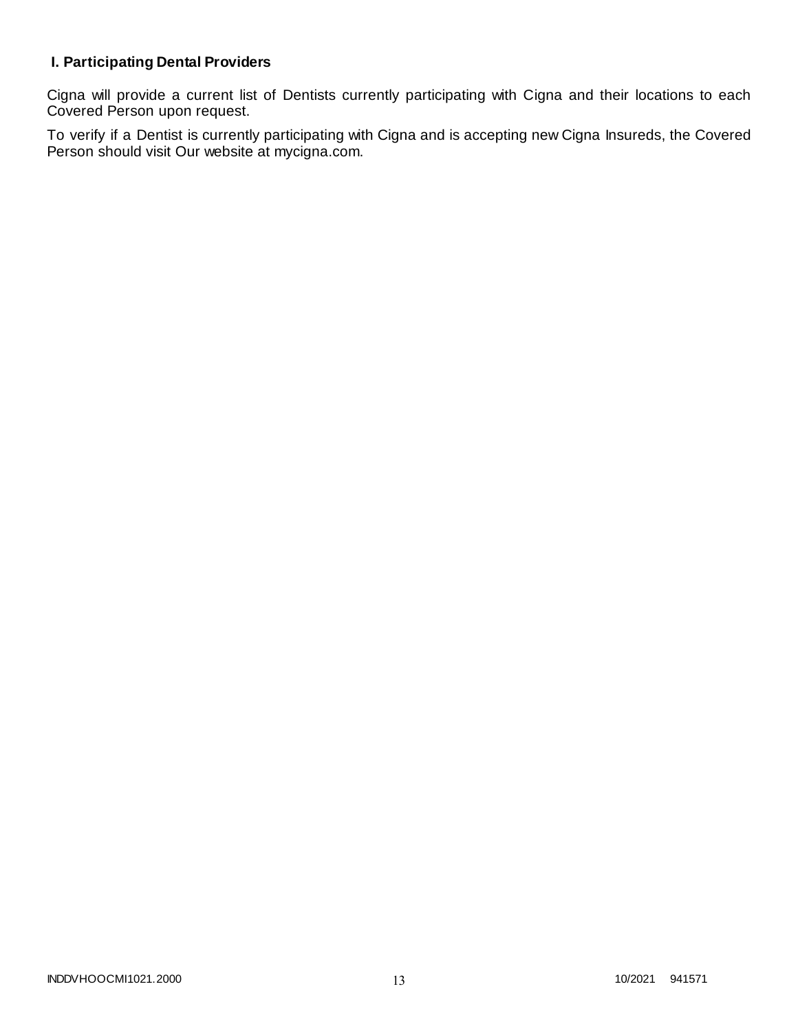### I. Participating Dental Providers

Cigna will provide a current list of Dentists currently participating with Cigna and their locations to each Covered Person upon request.

To verify if a Dentist is currently participating with Cigna and is accepting new Cigna Insureds, the Covered Person should visit Our website at mycigna.com.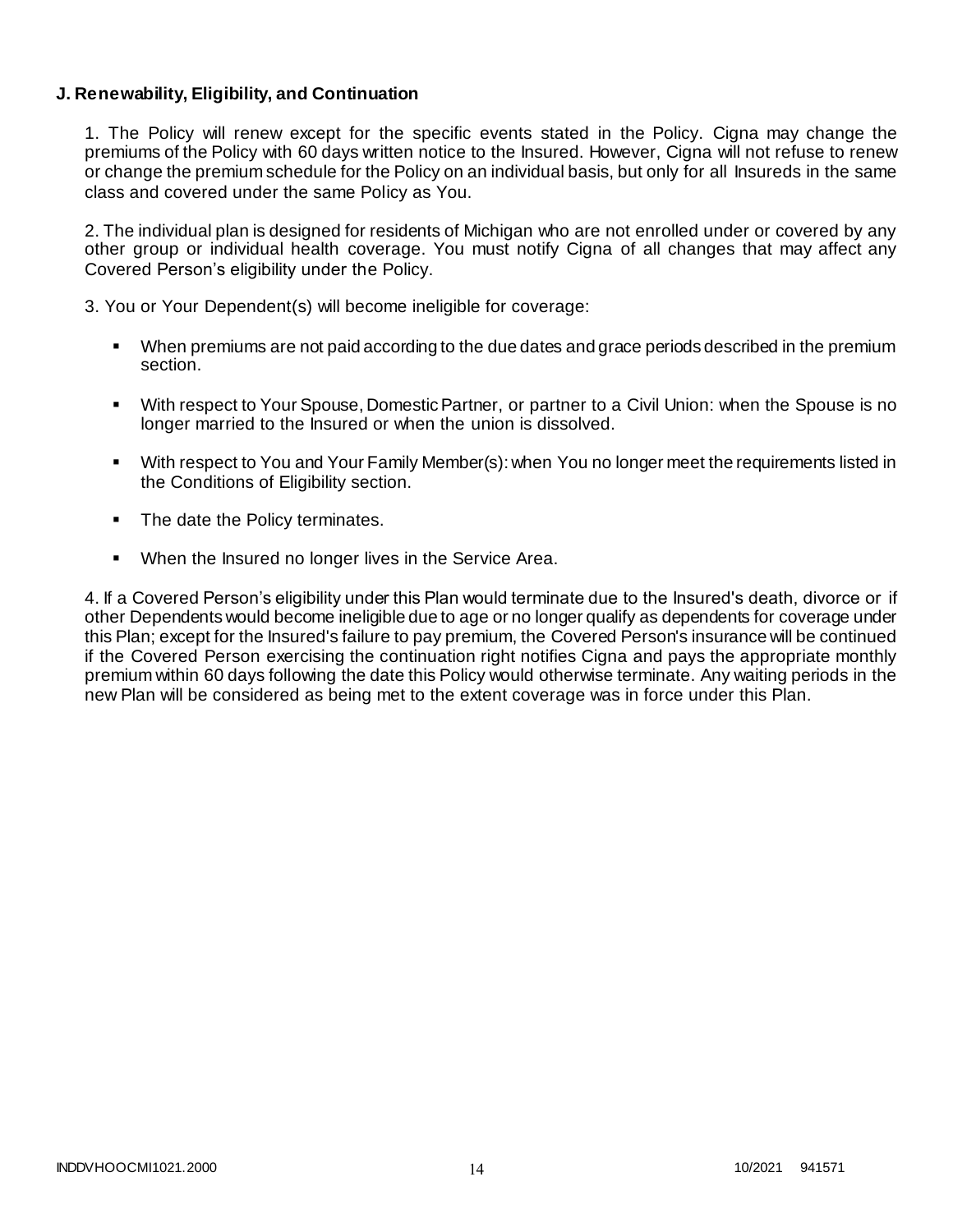**J. Renewability, Eligibility, and Continuation**

1. The Policy will renew except for the specific events stated in the Policy. Cigna may change the premiums of the Policy with 60 days written notice to the Insured. However, Cigna will not refuse to renew or change the premium schedule for the Policy on an individual basis, but only for all Insureds in the same class and covered under the same Policy as You.

2. The individual plan is designed for residents of Michigan who are not enrolled under or covered by any other group or individual health coverage. You must notify Cigna of all changes that may affect any Covered Person's eligibility under the Policy.

3. You or Your Dependent(s) will become ineligible for coverage:

- When premiums are not paid according to the due dates and grace periods described in the premium section.
- With respect to Your Spouse, Domestic Partner, or partner to a Civil Union: when the Spouse is no longer married to the Insured or when the union is dissolved.
- With respect to You and Your Family Member(s): when You no longer meet the requirements listed in the Conditions of Eligibility section.
- The date the Policy terminates.
- When the Insured no longer lives in the Service Area.

4. If a Covered Person's eligibility under this Plan would terminate due to the Insured's death, divorce or if other Dependents would become ineligible due to age or no longer qualify as dependents for coverage under this Plan; except for the Insured's failure to pay premium, the Covered Person's insurance will be continued if the Covered Person exercising the continuation right notifies Cigna and pays the appropriate monthly premium within 60 days following the date this Policy would otherwise terminate. Any waiting periods in the new Plan will be considered as being met to the extent coverage was in force under this Plan.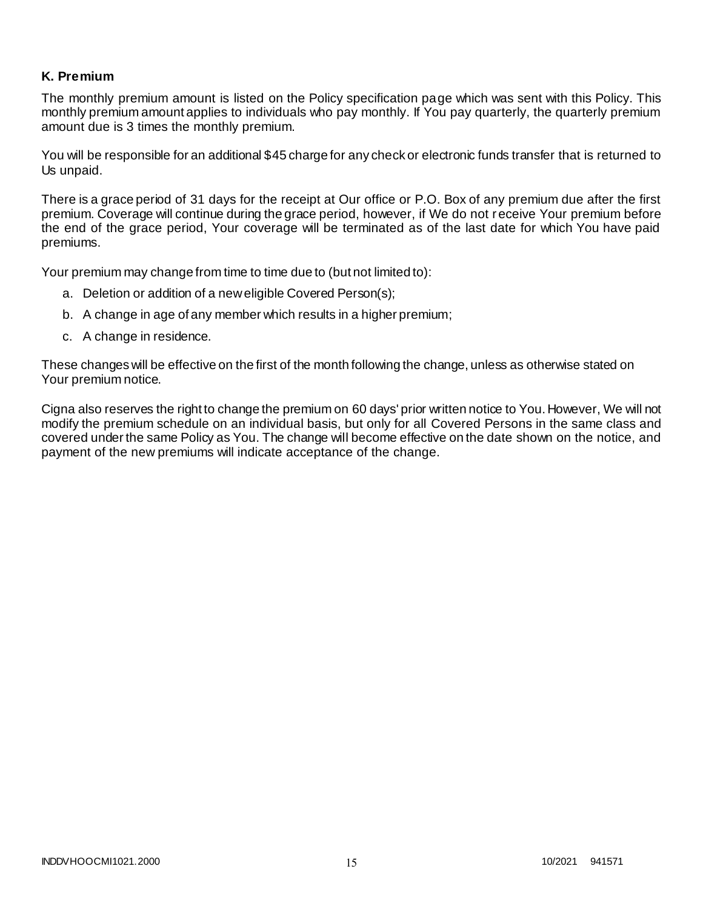### K. Premium

The monthly premium amount is listed on the Policy specification page which was sent with this Policy. This monthly premium amount applies to individuals who pay monthly. If You pay quarterly, the quarterly premium amount due is 3 times the monthly premium.

You will be responsible for an additional $45 charge for any check or electronic funds transfer that is returned to Us unpaid.

There is a grace period of 31 days for the receipt at Our office or P.O. Box of any premium due after the first premium. Coverage will continue during the grace period, however, if We do not receive Your premium before the end of the grace period, Your coverage will be terminated as of the last date for which You have paid premiums.

Your premium may change from time to time due to (but not limited to):

a. Deletion or addition of a new eligible Covered Person(s);
b. A change in age of any member which results in a higher premium;
c. A change in residence.

These changes will be effective on the first of the month following the change, unless as otherwise stated on Your premium notice.

Cigna also reserves the right to change the premium on 60 days' prior written notice to You. However, We will not modify the premium schedule on an individual basis, but only for all Covered Persons in the same class and covered under the same Policy as You. The change will become effective on the date shown on the notice, and payment of the new premiums will indicate acceptance of the change.